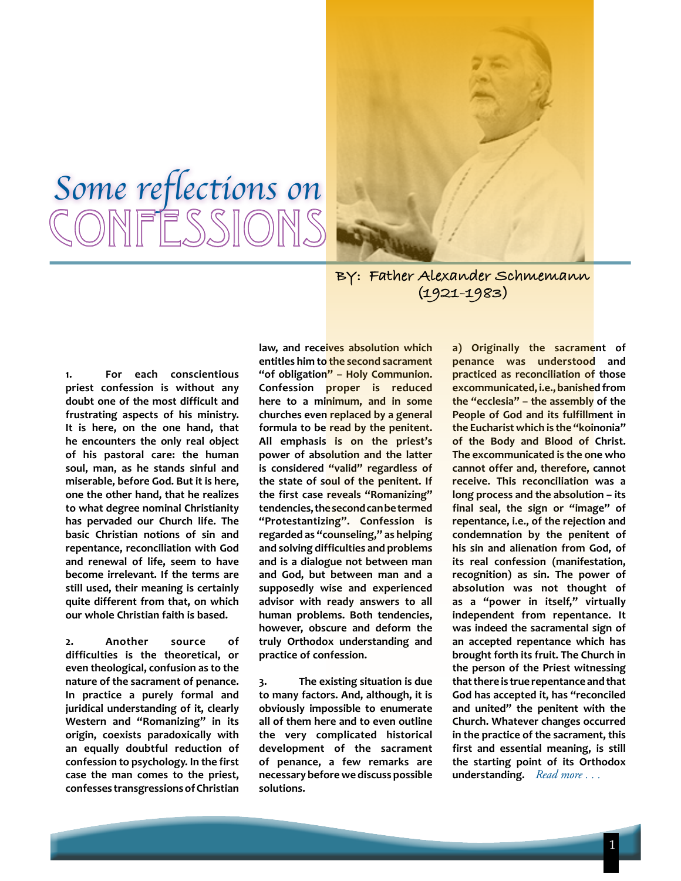# Some reflections on CONFESSIONS

BY: Father Alexander Schmemann (1921-1983)

**1. For each conscientious priest confession is without any doubt one of the most difficult and frustrating aspects of his ministry. It is here, on the one hand, that he encounters the only real object of his pastoral care: the human soul, man, as he stands sinful and miserable, before God. But it is here, one the other hand, that he realizes to what degree nominal Christianity has pervaded our Church life. The basic Christian notions of sin and repentance, reconciliation with God and renewal of life, seem to have become irrelevant. If the terms are still used, their meaning is certainly quite different from that, on which our whole Christian faith is based.**

**2. Another source of difficulties is the theoretical, or even theological, confusion as to the nature of the sacrament of penance. In practice a purely formal and juridical understanding of it, clearly Western and "Romanizing" in its origin, coexists paradoxically with an equally doubtful reduction of confession to psychology. In the first case the man comes to the priest, confesses transgressions of Christian law, and receives absolution which entitles him to the second sacrament "of obligation" – Holy Communion. Confession proper is reduced here to a minimum, and in some churches even replaced by a general formula to be read by the penitent. All emphasis is on the priest's power of absolution and the latter is considered "valid" regardless of the state of soul of the penitent. If the first case reveals "Romanizing" tendencies, the second can be termed "Protestantizing". Confession is regarded as "counseling," as helping and solving difficulties and problems and is a dialogue not between man and God, but between man and a supposedly wise and experienced advisor with ready answers to all human problems. Both tendencies, however, obscure and deform the truly Orthodox understanding and practice of confession.**

**3. The existing situation is due to many factors. And, although, it is obviously impossible to enumerate all of them here and to even outline the very complicated historical development of the sacrament of penance, a few remarks are necessary before we discuss possible solutions.**

**a) Originally the sacrament of penance was understood and practiced as reconciliation of those excommunicated, i.e., banished from the "ecclesia" – the assembly of the People of God and its fulfillment in the Eucharist which is the "koinonia" of the Body and Blood of Christ. The excommunicated is the one who cannot offer and, therefore, cannot receive. This reconciliation was a long process and the absolution – its final seal, the sign or "image" of repentance, i.e., of the rejection and condemnation by the penitent of his sin and alienation from God, of its real confession (manifestation, recognition) as sin. The power of absolution was not thought of as a "power in itself," virtually independent from repentance. It was indeed the sacramental sign of an accepted repentance which has brought forth its fruit. The Church in the person of the Priest witnessing that there is true repentance and that God has accepted it, has "reconciled and united" the penitent with the Church. Whatever changes occurred in the practice of the sacrament, this first and essential meaning, is still the starting point of its Orthodox understanding.** *Read more . . .*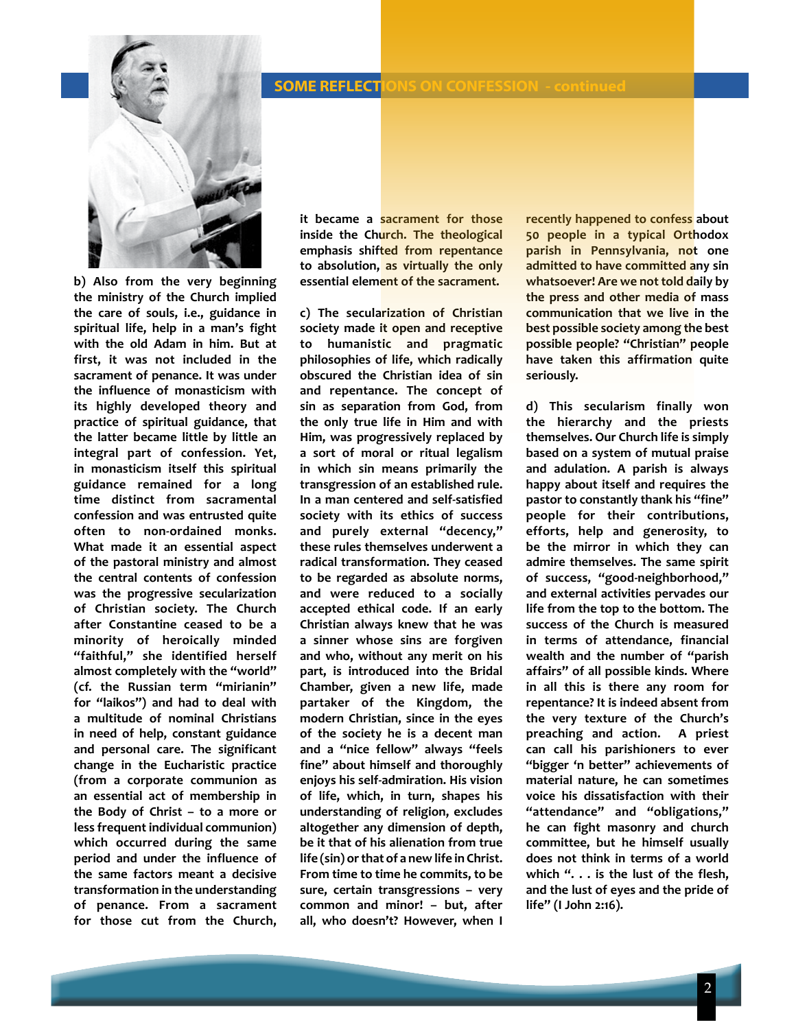## SOME REFLECTIONS ON CONFESSION - continued

b) Also from the very beginning the ministry of the Church implied the care of souls, i.e., guidance in spiritual life, help in a man's fight with the old Adam in him. But at first, it was not included in the sacrament of penance. It was under the influence of monasticism with its highly developed theory and practice of spiritual guidance, that the latter became little by little an integral part of confession. Yet, in monasticism itself this spiritual guidance remained for a long time distinct from sacramental confession and was entrusted quite often to non-ordained monks. What made it an essential aspect of the pastoral ministry and almost the central contents of confession was the progressive secularization of Christian society. The Church after Constantine ceased to be a minority of heroically minded "faithful," she identified herself almost completely with the "world" (cf. the Russian term "mirianin" for "laikos") and had to deal with a multitude of nominal Christians in need of help, constant guidance and personal care. The significant change in the Eucharistic practice (from a corporate communion as an essential act of membership in the Body of Christ – to a more or less frequent individual communion) which occurred during the same period and under the influence of the same factors meant a decisive transformation in the understanding of penance. From a sacrament for those cut from the Church, it became a sacrament for those inside the Church. The theological emphasis shifted from repentance to absolution, as virtually the only essential element of the sacrament.

c) The secularization of Christian society made it open and receptive to humanistic and pragmatic philosophies of life, which radically obscured the Christian idea of sin and repentance. The concept of sin as separation from God, from the only true life in Him and with Him, was progressively replaced by a sort of moral or ritual legalism in which sin means primarily the transgression of an established rule. In a man centered and self-satisfied society with its ethics of success and purely external "decency," these rules themselves underwent a radical transformation. They ceased to be regarded as absolute norms, and were reduced to a socially accepted ethical code. If an early Christian always knew that he was a sinner whose sins are forgiven and who, without any merit on his part, is introduced into the Bridal Chamber, given a new life, made partaker of the Kingdom, the modern Christian, since in the eyes of the society he is a decent man and a "nice fellow" always "feels fine" about himself and thoroughly enjoys his self-admiration. His vision of life, which, in turn, shapes his understanding of religion, excludes altogether any dimension of depth, be it that of his alienation from true life (sin) or that of a new life in Christ. From time to time he commits, to be sure, certain transgressions – very common and minor! – but, after all, who doesn't't? However, when I recently happened to confess about 50 people in a typical Orthodox parish in Pennsylvania, not one admitted to have committed any sin whatsoever! Are we not told daily by the press and other media of mass communication that we live in the best possible society among the best possible people? "Christian" people have taken this affirmation quite seriously.

d) This secularism finally won the hierarchy and the priests themselves. Our Church life is simply based on a system of mutual praise and adulation. A parish is always happy about itself and requires the pastor to constantly thank his "fine" people for their contributions, efforts, help and generosity, to be the mirror in which they can admire themselves. The same spirit of success, "good-neighborhood," and external activities pervades our life from the top to the bottom. The success of the Church is measured in terms of attendance, financial wealth and the number of "parish affairs" of all possible kinds. Where in all this is there any room for repentance? It is indeed absent from the very texture of the Church's preaching and action. A priest can call his parishioners to ever "bigger 'n better" achievements of material nature, he can sometimes voice his dissatisfaction with their "attendance" and "obligations," he can fight masonry and church committee, but he himself usually does not think in terms of a world which ". . . is the lust of the flesh, and the lust of eyes and the pride of life" (I John 2:16).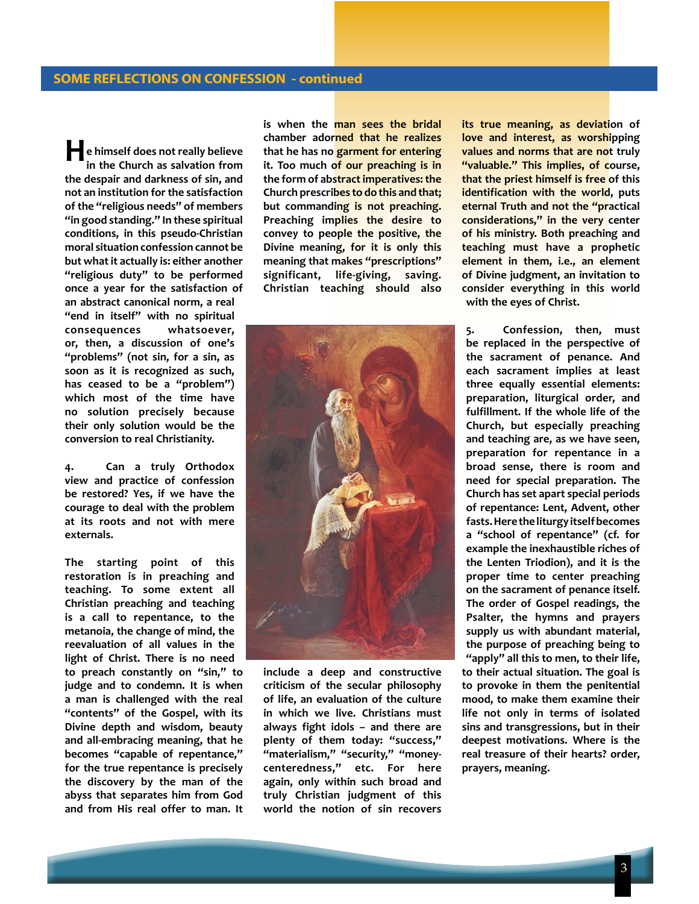## SOME REFLECTIONS ON CONFESSION - continued

He himself does not really believe in the Church as salvation from the despair and darkness of sin, and not an institution for the satisfaction of the "religious needs" of members "in good standing." In these spiritual conditions, in this pseudo-Christian moral situation confession cannot be but what it actually is: either another "religious duty" to be performed once a year for the satisfaction of an abstract canonical norm, a real "end in itself" with no spiritual consequences whatsoever, or, then, a discussion of one's "problems" (not sin, for a sin, as soon as it is recognized as such, has ceased to be a "problem") which most of the time have no solution precisely because their only solution would be the conversion to real Christianity.

4. Can a truly Orthodox view and practice of confession be restored? Yes, if we have the courage to deal with the problem at its roots and not with mere externals.

The starting point of this restoration is in preaching and teaching. To some extent all Christian preaching and teaching is a call to repentance, to the metanoia, the change of mind, the reevaluation of all values in the light of Christ. There is no need to preach constantly on "sin," to judge and to condemn. It is when a man is challenged with the real "contents" of the Gospel, with its Divine depth and wisdom, beauty and all-embracing meaning, that he becomes "capable of repentance," for the true repentance is precisely the discovery by the man of the abyss that separates him from God and from His real offer to man. It is when the man sees the bridal chamber adorned that he realizes that he has no garment for entering it. Too much of our preaching is in the form of abstract imperatives: the Church prescribes to do this and that; but commanding is not preaching. Preaching implies the desire to convey to people the positive, the Divine meaning, for it is only this meaning that makes "prescriptions" significant, life-giving, saving. Christian teaching should also include a deep and constructive criticism of the secular philosophy of life, an evaluation of the culture in which we live. Christians must always fight idols – and there are plenty of them today: "success," "materialism," "security," "money-centeredness," etc. For here again, only within such broad and truly Christian judgment of this world the notion of sin recovers its true meaning, as deviation of love and interest, as worshipping values and norms that are not truly "valuable." This implies, of course, that the priest himself is free of this identification with the world, puts eternal Truth and not the "practical considerations," in the very center of his ministry. Both preaching and teaching must have a prophetic element in them, i.e., an element of Divine judgment, an invitation to consider everything in this world with the eyes of Christ.

5. Confession, then, must be replaced in the perspective of the sacrament of penance. And each sacrament implies at least three equally essential elements: preparation, liturgical order, and fulfillment. If the whole life of the Church, but especially preaching and teaching are, as we have seen, preparation for repentance in a broad sense, there is room and need for special preparation. The Church has set apart special periods of repentance: Lent, Advent, other fasts. Here the liturgy itself becomes a "school of repentance" (cf. for example the inexhaustible riches of the Lenten Triodion), and it is the proper time to center preaching on the sacrament of penance itself. The order of Gospel readings, the Psalter, the hymns and prayers supply us with abundant material, the purpose of preaching being to "apply" all this to men, to their life, to their actual situation. The goal is to provoke in them the penitential mood, to make them examine their life not only in terms of isolated sins and transgressions, but in their deepest motivations. Where is the real treasure of their hearts? order, prayers, meaning.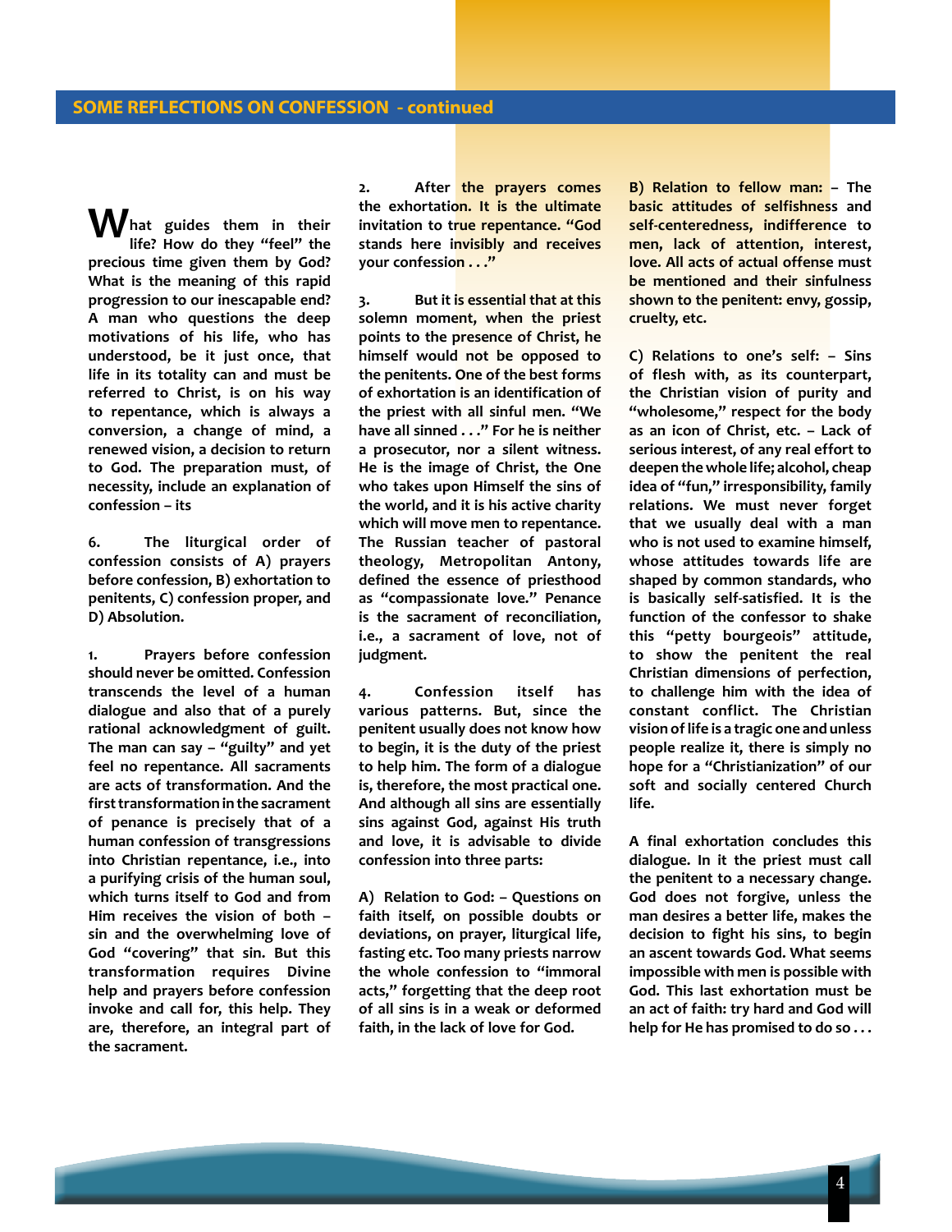## SOME REFLECTIONS ON CONFESSION - continued

**What guides them in their life? How do they "feel" the precious time given them by God? What is the meaning of this rapid progression to our inescapable end? A man who questions the deep motivations of his life, who has understood, be it just once, that life in its totality can and must be referred to Christ, is on his way to repentance, which is always a conversion, a change of mind, a renewed vision, a decision to return to God. The preparation must, of necessity, include an explanation of confession – its**

**6. The liturgical order of confession consists of A) prayers before confession, B) exhortation to penitents, C) confession proper, and D) Absolution.**

**1. Prayers before confession should never be omitted. Confession transcends the level of a human dialogue and also that of a purely rational acknowledgment of guilt. The man can say – "guilty" and yet feel no repentance. All sacraments are acts of transformation. And the first transformation in the sacrament of penance is precisely that of a human confession of transgressions into Christian repentance, i.e., into a purifying crisis of the human soul, which turns itself to God and from Him receives the vision of both – sin and the overwhelming love of God "covering" that sin. But this transformation requires Divine help and prayers before confession invoke and call for, this help. They are, therefore, an integral part of the sacrament.**

**2. After the prayers comes the exhortation. It is the ultimate invitation to true repentance. "God stands here invisibly and receives your confession . . ."**

**3. But it is essential that at this solemn moment, when the priest points to the presence of Christ, he himself would not be opposed to the penitents. One of the best forms of exhortation is an identification of the priest with all sinful men. "We have all sinned . . ." For he is neither a prosecutor, nor a silent witness. He is the image of Christ, the One who takes upon Himself the sins of the world, and it is his active charity which will move men to repentance. The Russian teacher of pastoral theology, Metropolitan Antony, defined the essence of priesthood as "compassionate love." Penance is the sacrament of reconciliation, i.e., a sacrament of love, not of judgment.**

**4. Confession itself has various patterns. But, since the penitent usually does not know how to begin, it is the duty of the priest to help him. The form of a dialogue is, therefore, the most practical one. And although all sins are essentially sins against God, against His truth and love, it is advisable to divide confession into three parts:**

**A) Relation to God: – Questions on faith itself, on possible doubts or deviations, on prayer, liturgical life, fasting etc. Too many priests narrow the whole confession to "immoral acts," forgetting that the deep root of all sins is in a weak or deformed faith, in the lack of love for God.**

**B) Relation to fellow man: – The basic attitudes of selfishness and self-centeredness, indifference to men, lack of attention, interest, love. All acts of actual offense must be mentioned and their sinfulness shown to the penitent: envy, gossip, cruelty, etc.**

**C) Relations to one's self: – Sins of flesh with, as its counterpart, the Christian vision of purity and "wholesome," respect for the body as an icon of Christ, etc. – Lack of serious interest, of any real effort to deepen the whole life; alcohol, cheap idea of "fun," irresponsibility, family relations. We must never forget that we usually deal with a man who is not used to examine himself, whose attitudes towards life are shaped by common standards, who is basically self-satisfied. It is the function of the confessor to shake this "petty bourgeois" attitude, to show the penitent the real Christian dimensions of perfection, to challenge him with the idea of constant conflict. The Christian vision of life is a tragic one and unless people realize it, there is simply no hope for a "Christianization" of our soft and socially centered Church life.**

**A final exhortation concludes this dialogue. In it the priest must call the penitent to a necessary change. God does not forgive, unless the man desires a better life, makes the decision to fight his sins, to begin an ascent towards God. What seems impossible with men is possible with God. This last exhortation must be an act of faith: try hard and God will help for He has promised to do so . . .**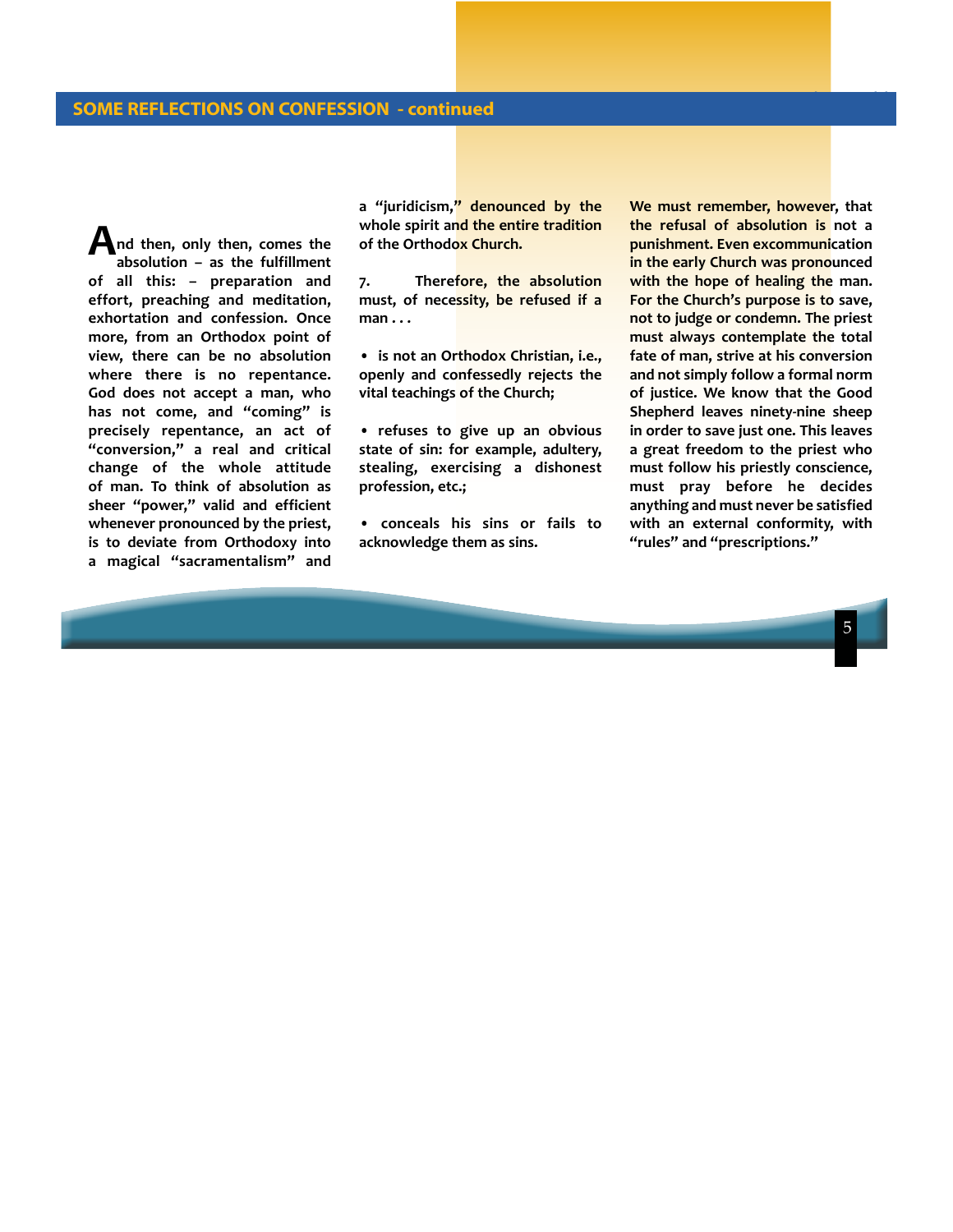## SOME REFLECTIONS ON CONFESSION - continued

**And then, only then, comes the absolution – as the fulfillment of all this: – preparation and effort, preaching and meditation, exhortation and confession. Once more, from an Orthodox point of view, there can be no absolution where there is no repentance. God does not accept a man, who has not come, and "coming" is precisely repentance, an act of "conversion," a real and critical change of the whole attitude of man. To think of absolution as sheer "power," valid and efficient whenever pronounced by the priest, is to deviate from Orthodoxy into a magical "sacramentalism" and a "juridicism," denounced by the whole spirit and the entire tradition of the Orthodox Church.**

**7. Therefore, the absolution must, of necessity, be refused if a man . . .**

- **is not an Orthodox Christian, i.e., openly and confessedly rejects the vital teachings of the Church;**
- **refuses to give up an obvious state of sin: for example, adultery, stealing, exercising a dishonest profession, etc.;**
- **conceals his sins or fails to acknowledge them as sins.**

**We must remember, however, that the refusal of absolution is not a punishment. Even excommunication in the early Church was pronounced with the hope of healing the man. For the Church's purpose is to save, not to judge or condemn. The priest must always contemplate the total fate of man, strive at his conversion and not simply follow a formal norm of justice. We know that the Good Shepherd leaves ninety-nine sheep in order to save just one. This leaves a great freedom to the priest who must follow his priestly conscience, must pray before he decides anything and must never be satisfied with an external conformity, with "rules" and "prescriptions."**